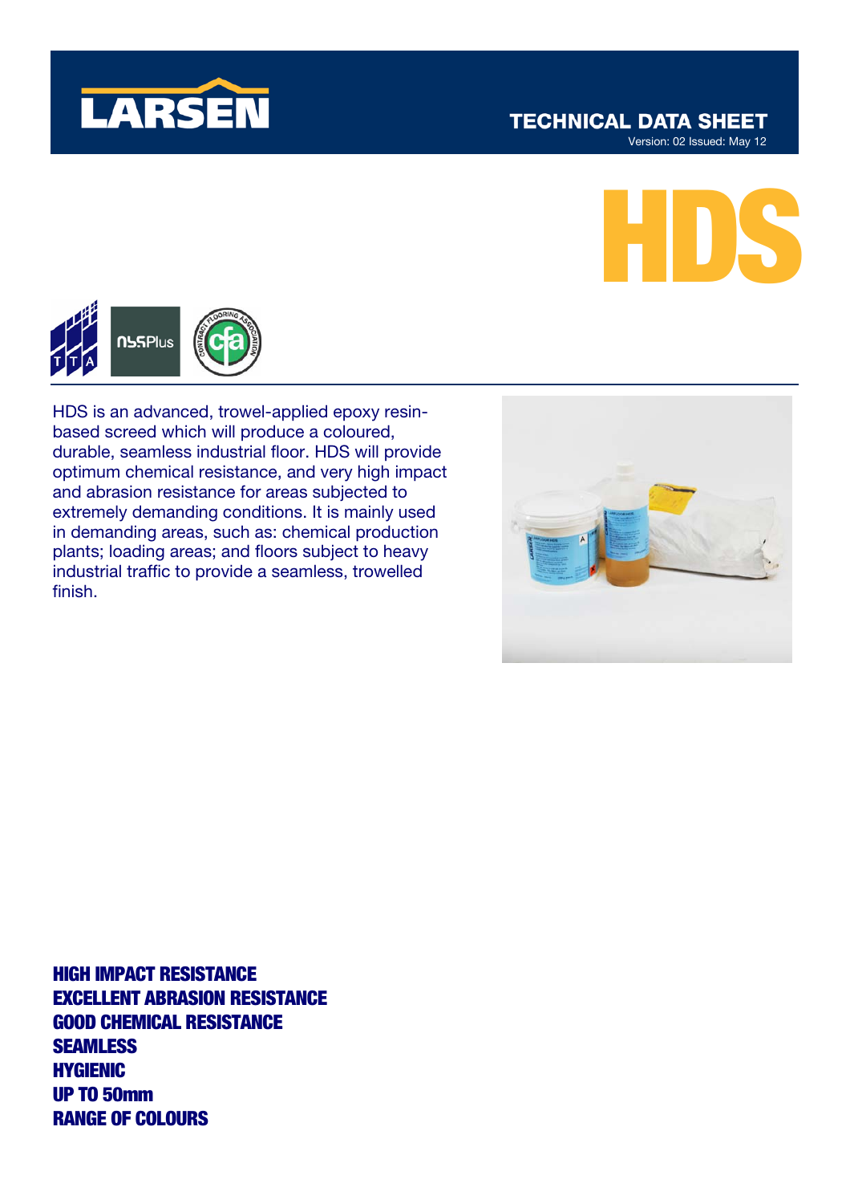LARSEN

TECHNICAL DATA SHEET

Version: 02 Issued: May 12

# HDS

HDS is an advanced, trowel-applied epoxy resin-based screed which will produce a coloured, durable, seamless industrial floor. HDS will provide optimum chemical resistance, and very high impact and abrasion resistance for areas subjected to extremely demanding conditions. It is mainly used in demanding areas, such as: chemical production plants; loading areas; and floors subject to heavy industrial traffic to provide a seamless, trowelled finish.

**HIGH IMPACT RESISTANCE**
**EXCELLENT ABRASION RESISTANCE**
**GOOD CHEMICAL RESISTANCE**
**SEAMLESS**
**HYGIENIC**
**UP TO 50mm**
**RANGE OF COLOURS**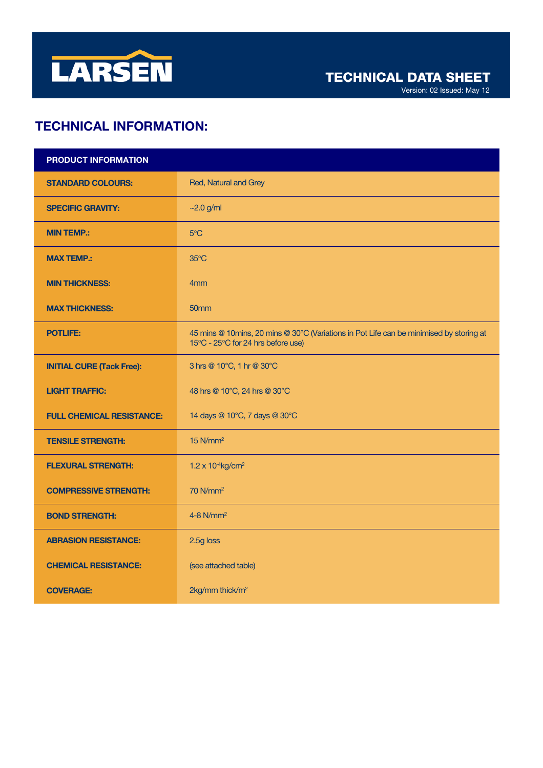# TECHNICAL DATA SHEET

Version: 02 Issued: May 12

## TECHNICAL INFORMATION:

| PRODUCT INFORMATION | |
|---|---|
| **STANDARD COLOURS:** | Red, Natural and Grey |
| **SPECIFIC GRAVITY:** | ~2.0 g/ml |
| **MIN TEMP.:** | 5°C |
| **MAX TEMP.:** | 35°C |
| **MIN THICKNESS:** | 4mm |
| **MAX THICKNESS:** | 50mm |
| **POTLIFE:** | 45 mins @ 10mins, 20 mins @ 30°C (Variations in Pot Life can be minimised by storing at 15°C - 25°C for 24 hrs before use) |
| **INITIAL CURE (Tack Free):** | 3 hrs @ 10°C, 1 hr @ 30°C |
| **LIGHT TRAFFIC:** | 48 hrs @ 10°C, 24 hrs @ 30°C |
| **FULL CHEMICAL RESISTANCE:** | 14 days @ 10°C, 7 days @ 30°C |
| **TENSILE STRENGTH:** | 15 $N/mm^2$ |
| **FLEXURAL STRENGTH:** | $1.2 \times 10^{-4} kg/cm^2$ |
| **COMPRESSIVE STRENGTH:** | 70 $N/mm^2$ |
| **BOND STRENGTH:** | 4-8 $N/mm^2$ |
| **ABRASION RESISTANCE:** | 2.5g loss |
| **CHEMICAL RESISTANCE:** | (see attached table) |
| **COVERAGE:** | 2kg/mm thick/$m^2$ |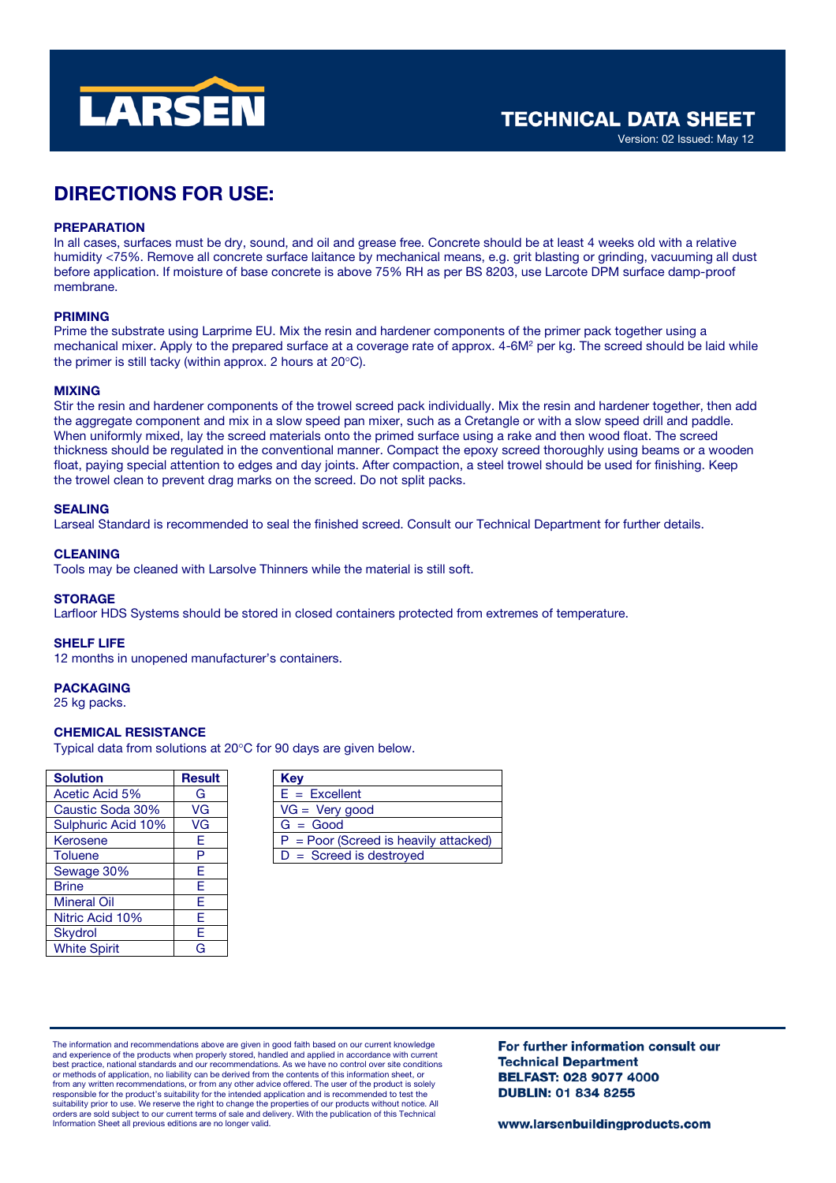# DIRECTIONS FOR USE:

### PREPARATION

In all cases, surfaces must be dry, sound, and oil and grease free. Concrete should be at least 4 weeks old with a relative humidity <75%. Remove all concrete surface laitance by mechanical means, e.g. grit blasting or grinding, vacuuming all dust before application. If moisture of base concrete is above 75% RH as per BS 8203, use Larcote DPM surface damp-proof membrane.

### PRIMING

Prime the substrate using Larprime EU. Mix the resin and hardener components of the primer pack together using a mechanical mixer. Apply to the prepared surface at a coverage rate of approx. 4-6M² per kg. The screed should be laid while the primer is still tacky (within approx. 2 hours at 20°C).

### MIXING

Stir the resin and hardener components of the trowel screed pack individually. Mix the resin and hardener together, then add the aggregate component and mix in a slow speed pan mixer, such as a Cretangle or with a slow speed drill and paddle. When uniformly mixed, lay the screed materials onto the primed surface using a rake and then wood float. The screed thickness should be regulated in the conventional manner. Compact the epoxy screed thoroughly using beams or a wooden float, paying special attention to edges and day joints. After compaction, a steel trowel should be used for finishing. Keep the trowel clean to prevent drag marks on the screed. Do not split packs.

### SEALING

Larseal Standard is recommended to seal the finished screed. Consult our Technical Department for further details.

### CLEANING

Tools may be cleaned with Larsolve Thinners while the material is still soft.

### STORAGE

Larfloor HDS Systems should be stored in closed containers protected from extremes of temperature.

### SHELF LIFE

12 months in unopened manufacturer's containers.

### PACKAGING

25 kg packs.

### CHEMICAL RESISTANCE

Typical data from solutions at 20°C for 90 days are given below.

| Solution | Result |
|---|---|
| Acetic Acid 5% | G |
| Caustic Soda 30% | VG |
| Sulphuric Acid 10% | VG |
| Kerosene | E |
| Toluene | P |
| Sewage 30% | E |
| Brine | E |
| Mineral Oil | E |
| Nitric Acid 10% | E |
| Skydrol | E |
| White Spirit | G |

| Key |
|---|
| E = Excellent |
| VG = Very good |
| G = Good |
| P = Poor (Screed is heavily attacked) |
| D = Screed is destroyed |

The information and recommendations above are given in good faith based on our current knowledge and experience of the products when properly stored, handled and applied in accordance with current best practice, national standards and our recommendations. As we have no control over site conditions or methods of application, no liability can be derived from the contents of this information sheet, or from any written recommendations, or from any other advice offered. The user of the product is solely responsible for the product's suitability for the intended application and is recommended to test the suitability prior to use. We reserve the right to change the properties of our products without notice. All orders are sold subject to our current terms of sale and delivery. With the publication of this Technical Information Sheet all previous editions are no longer valid.

**For further information consult our Technical Department**
**BELFAST: 028 9077 4000**
**DUBLIN: 01 834 8255**

**www.larsenbuildingproducts.com**